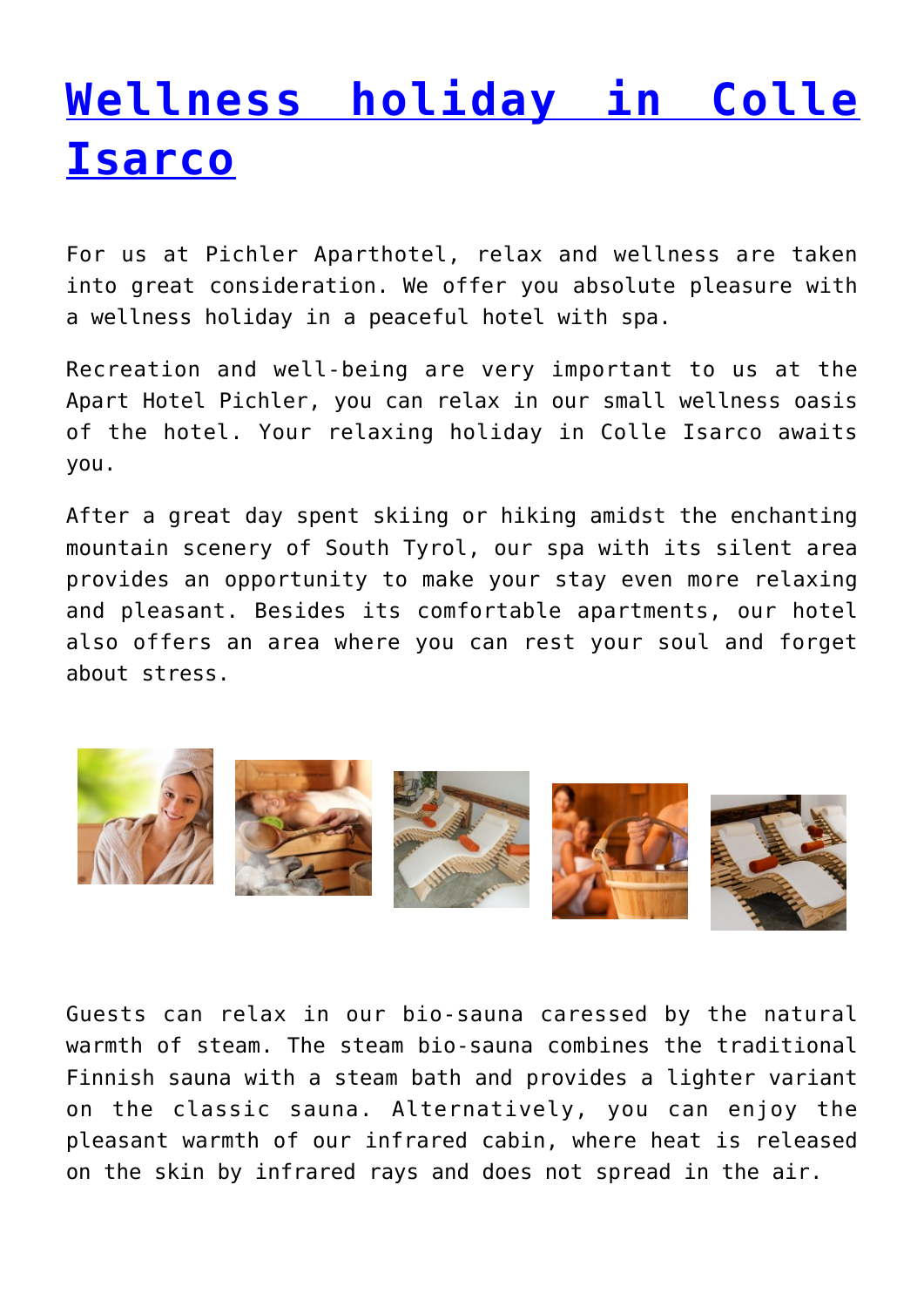# Wellness holiday in Colle Isarco

For us at Pichler Aparthotel, relax and wellness are taken into great consideration. We offer you absolute pleasure with a wellness holiday in a peaceful hotel with spa.

Recreation and well-being are very important to us at the Apart Hotel Pichler, you can relax in our small wellness oasis of the hotel. Your relaxing holiday in Colle Isarco awaits you.

After a great day spent skiing or hiking amidst the enchanting mountain scenery of South Tyrol, our spa with its silent area provides an opportunity to make your stay even more relaxing and pleasant. Besides its comfortable apartments, our hotel also offers an area where you can rest your soul and forget about stress.

Guests can relax in our bio-sauna caressed by the natural warmth of steam. The steam bio-sauna combines the traditional Finnish sauna with a steam bath and provides a lighter variant on the classic sauna. Alternatively, you can enjoy the pleasant warmth of our infrared cabin, where heat is released on the skin by infrared rays and does not spread in the air.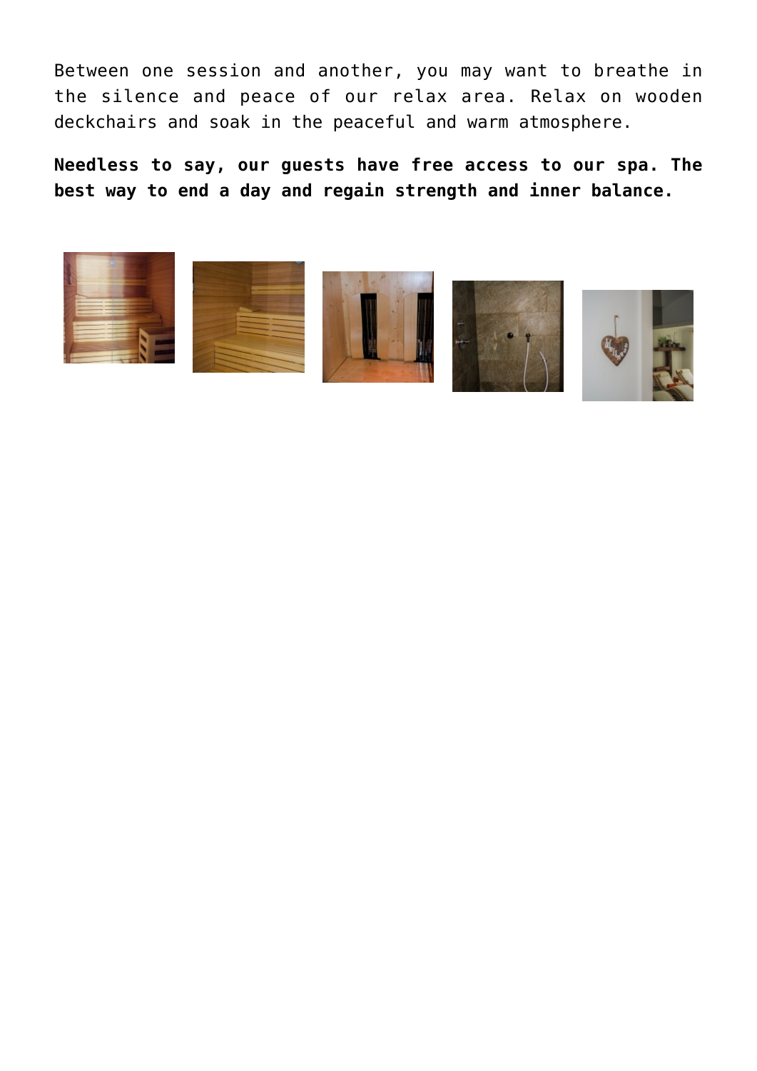Between one session and another, you may want to breathe in the silence and peace of our relax area. Relax on wooden deckchairs and soak in the peaceful and warm atmosphere.

**Needless to say, our guests have free access to our spa. The best way to end a day and regain strength and inner balance.**